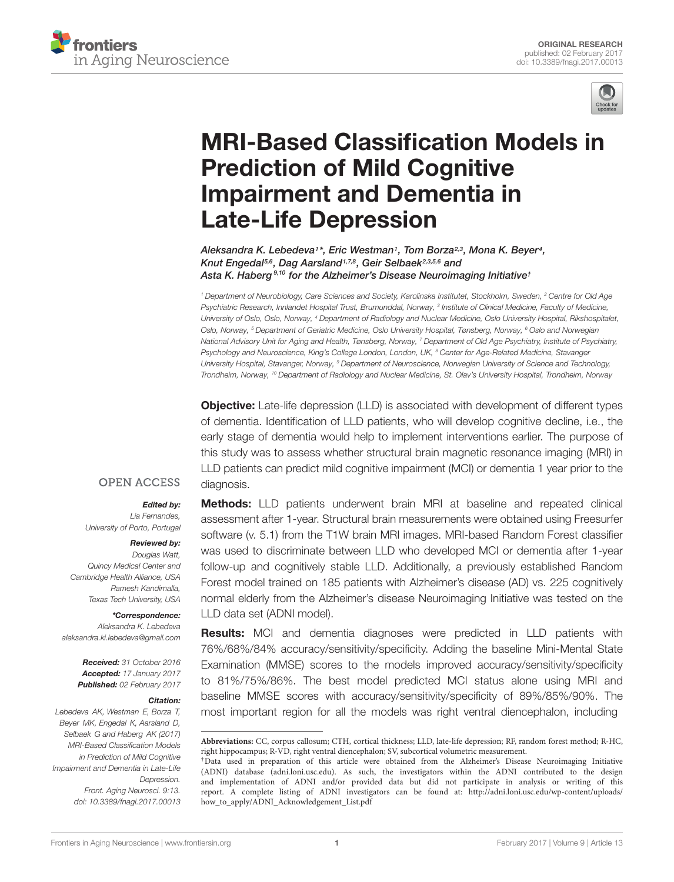ORIGINAL RESEARCH
published: 02 February 2017
doi: 10.3389/fnagi.2017.00013

# MRI-Based Classification Models in Prediction of Mild Cognitive Impairment and Dementia in Late-Life Depression

*Aleksandra K. Lebedeva[1]\*, Eric Westman[1], Tom Borza[2,3], Mona K. Beyer[4], Knut Engedal[5,6], Dag Aarsland[1,7,8], Geir Selbaek[2,3,5,6] and Asta K. Haberg[9,10] for the Alzheimer's Disease Neuroimaging Initiative†*

[1] Department of Neurobiology, Care Sciences and Society, Karolinska Institutet, Stockholm, Sweden, [2] Centre for Old Age Psychiatric Research, Innlandet Hospital Trust, Brumunddal, Norway, [3] Institute of Clinical Medicine, Faculty of Medicine, University of Oslo, Oslo, Norway, [4] Department of Radiology and Nuclear Medicine, Oslo University Hospital, Rikshospitalet, Oslo, Norway, [5] Department of Geriatric Medicine, Oslo University Hospital, Tønsberg, Norway, [6] Oslo and Norwegian National Advisory Unit for Aging and Health, Tønsberg, Norway, [7] Department of Old Age Psychiatry, Institute of Psychiatry, Psychology and Neuroscience, King's College London, London, UK, [8] Center for Age-Related Medicine, Stavanger University Hospital, Stavanger, Norway, [9] Department of Neuroscience, Norwegian University of Science and Technology, Trondheim, Norway, [10] Department of Radiology and Nuclear Medicine, St. Olav's University Hospital, Trondheim, Norway

OPEN ACCESS

***Edited by:***
*Lia Fernandes, University of Porto, Portugal*

***Reviewed by:***
*Douglas Watt, Quincy Medical Center and Cambridge Health Alliance, USA*
*Ramesh Kandimalla, Texas Tech University, USA*

***\*Correspondence:***
*Aleksandra K. Lebedeva*
*aleksandra.ki.lebedeva@gmail.com*

***Received:*** *31 October 2016*
***Accepted:*** *17 January 2017*
***Published:*** *02 February 2017*

***Citation:***
*Lebedeva AK, Westman E, Borza T, Beyer MK, Engedal K, Aarsland D, Selbaek G and Haberg AK (2017) MRI-Based Classification Models in Prediction of Mild Cognitive Impairment and Dementia in Late-Life Depression. Front. Aging Neurosci. 9:13. doi: 10.3389/fnagi.2017.00013*

**Objective:** Late-life depression (LLD) is associated with development of different types of dementia. Identification of LLD patients, who will develop cognitive decline, i.e., the early stage of dementia would help to implement interventions earlier. The purpose of this study was to assess whether structural brain magnetic resonance imaging (MRI) in LLD patients can predict mild cognitive impairment (MCI) or dementia 1 year prior to the diagnosis.

**Methods:** LLD patients underwent brain MRI at baseline and repeated clinical assessment after 1-year. Structural brain measurements were obtained using Freesurfer software (v. 5.1) from the T1W brain MRI images. MRI-based Random Forest classifier was used to discriminate between LLD who developed MCI or dementia after 1-year follow-up and cognitively stable LLD. Additionally, a previously established Random Forest model trained on 185 patients with Alzheimer's disease (AD) vs. 225 cognitively normal elderly from the Alzheimer's disease Neuroimaging Initiative was tested on the LLD data set (ADNI model).

**Results:** MCI and dementia diagnoses were predicted in LLD patients with 76%/68%/84% accuracy/sensitivity/specificity. Adding the baseline Mini-Mental State Examination (MMSE) scores to the models improved accuracy/sensitivity/specificity to 81%/75%/86%. The best model predicted MCI status alone using MRI and baseline MMSE scores with accuracy/sensitivity/specificity of 89%/85%/90%. The most important region for all the models was right ventral diencephalon, including

**Abbreviations:** CC, corpus callosum; CTH, cortical thickness; LLD, late-life depression; RF, random forest method; R-HC, right hippocampus; R-VD, right ventral diencephalon; SV, subcortical volumetric measurement.

†Data used in preparation of this article were obtained from the Alzheimer's Disease Neuroimaging Initiative (ADNI) database (adni.loni.usc.edu). As such, the investigators within the ADNI contributed to the design and implementation of ADNI and/or provided data but did not participate in analysis or writing of this report. A complete listing of ADNI investigators can be found at: http://adni.loni.usc.edu/wp-content/uploads/how_to_apply/ADNI_Acknowledgement_List.pdf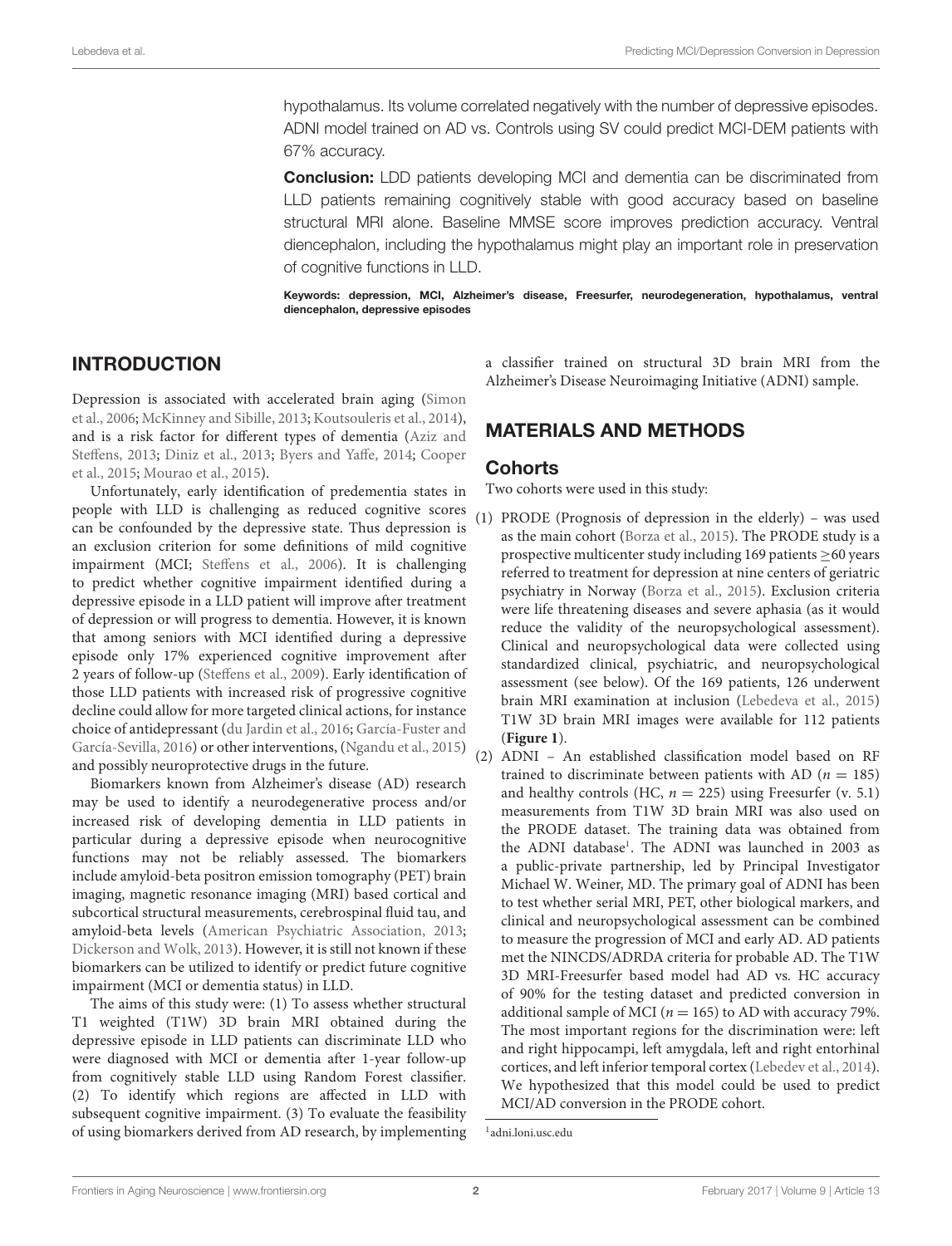hypothalamus. Its volume correlated negatively with the number of depressive episodes. ADNI model trained on AD vs. Controls using SV could predict MCI-DEM patients with 67% accuracy.

**Conclusion:** LDD patients developing MCI and dementia can be discriminated from LLD patients remaining cognitively stable with good accuracy based on baseline structural MRI alone. Baseline MMSE score improves prediction accuracy. Ventral diencephalon, including the hypothalamus might play an important role in preservation of cognitive functions in LLD.

**Keywords: depression, MCI, Alzheimer's disease, Freesurfer, neurodegeneration, hypothalamus, ventral diencephalon, depressive episodes**

## INTRODUCTION

Depression is associated with accelerated brain aging (Simon et al., 2006; McKinney and Sibille, 2013; Koutsouleris et al., 2014), and is a risk factor for different types of dementia (Aziz and Steffens, 2013; Diniz et al., 2013; Byers and Yaffe, 2014; Cooper et al., 2015; Mourao et al., 2015).

Unfortunately, early identification of predementia states in people with LLD is challenging as reduced cognitive scores can be confounded by the depressive state. Thus depression is an exclusion criterion for some definitions of mild cognitive impairment (MCI; Steffens et al., 2006). It is challenging to predict whether cognitive impairment identified during a depressive episode in a LLD patient will improve after treatment of depression or will progress to dementia. However, it is known that among seniors with MCI identified during a depressive episode only 17% experienced cognitive improvement after 2 years of follow-up (Steffens et al., 2009). Early identification of those LLD patients with increased risk of progressive cognitive decline could allow for more targeted clinical actions, for instance choice of antidepressant (du Jardin et al., 2016; García-Fuster and García-Sevilla, 2016) or other interventions, (Ngandu et al., 2015) and possibly neuroprotective drugs in the future.

Biomarkers known from Alzheimer's disease (AD) research may be used to identify a neurodegenerative process and/or increased risk of developing dementia in LLD patients in particular during a depressive episode when neurocognitive functions may not be reliably assessed. The biomarkers include amyloid-beta positron emission tomography (PET) brain imaging, magnetic resonance imaging (MRI) based cortical and subcortical structural measurements, cerebrospinal fluid tau, and amyloid-beta levels (American Psychiatric Association, 2013; Dickerson and Wolk, 2013). However, it is still not known if these biomarkers can be utilized to identify or predict future cognitive impairment (MCI or dementia status) in LLD.

The aims of this study were: (1) To assess whether structural T1 weighted (T1W) 3D brain MRI obtained during the depressive episode in LLD patients can discriminate LLD who were diagnosed with MCI or dementia after 1-year follow-up from cognitively stable LLD using Random Forest classifier. (2) To identify which regions are affected in LLD with subsequent cognitive impairment. (3) To evaluate the feasibility of using biomarkers derived from AD research, by implementing a classifier trained on structural 3D brain MRI from the Alzheimer's Disease Neuroimaging Initiative (ADNI) sample.

## MATERIALS AND METHODS

### Cohorts

Two cohorts were used in this study:

(1) PRODE (Prognosis of depression in the elderly) – was used as the main cohort (Borza et al., 2015). The PRODE study is a prospective multicenter study including 169 patients ≥60 years referred to treatment for depression at nine centers of geriatric psychiatry in Norway (Borza et al., 2015). Exclusion criteria were life threatening diseases and severe aphasia (as it would reduce the validity of the neuropsychological assessment). Clinical and neuropsychological data were collected using standardized clinical, psychiatric, and neuropsychological assessment (see below). Of the 169 patients, 126 underwent brain MRI examination at inclusion (Lebedeva et al., 2015) T1W 3D brain MRI images were available for 112 patients (**Figure 1**).

(2) ADNI – An established classification model based on RF trained to discriminate between patients with AD ($n = 185$) and healthy controls (HC, $n = 225$) using Freesurfer (v. 5.1) measurements from T1W 3D brain MRI was also used on the PRODE dataset. The training data was obtained from the ADNI database[1]. The ADNI was launched in 2003 as a public-private partnership, led by Principal Investigator Michael W. Weiner, MD. The primary goal of ADNI has been to test whether serial MRI, PET, other biological markers, and clinical and neuropsychological assessment can be combined to measure the progression of MCI and early AD. AD patients met the NINCDS/ADRDA criteria for probable AD. The T1W 3D MRI-Freesurfer based model had AD vs. HC accuracy of 90% for the testing dataset and predicted conversion in additional sample of MCI ($n = 165$) to AD with accuracy 79%. The most important regions for the discrimination were: left and right hippocampi, left amygdala, left and right entorhinal cortices, and left inferior temporal cortex (Lebedev et al., 2014). We hypothesized that this model could be used to predict MCI/AD conversion in the PRODE cohort.

[1] adni.loni.usc.edu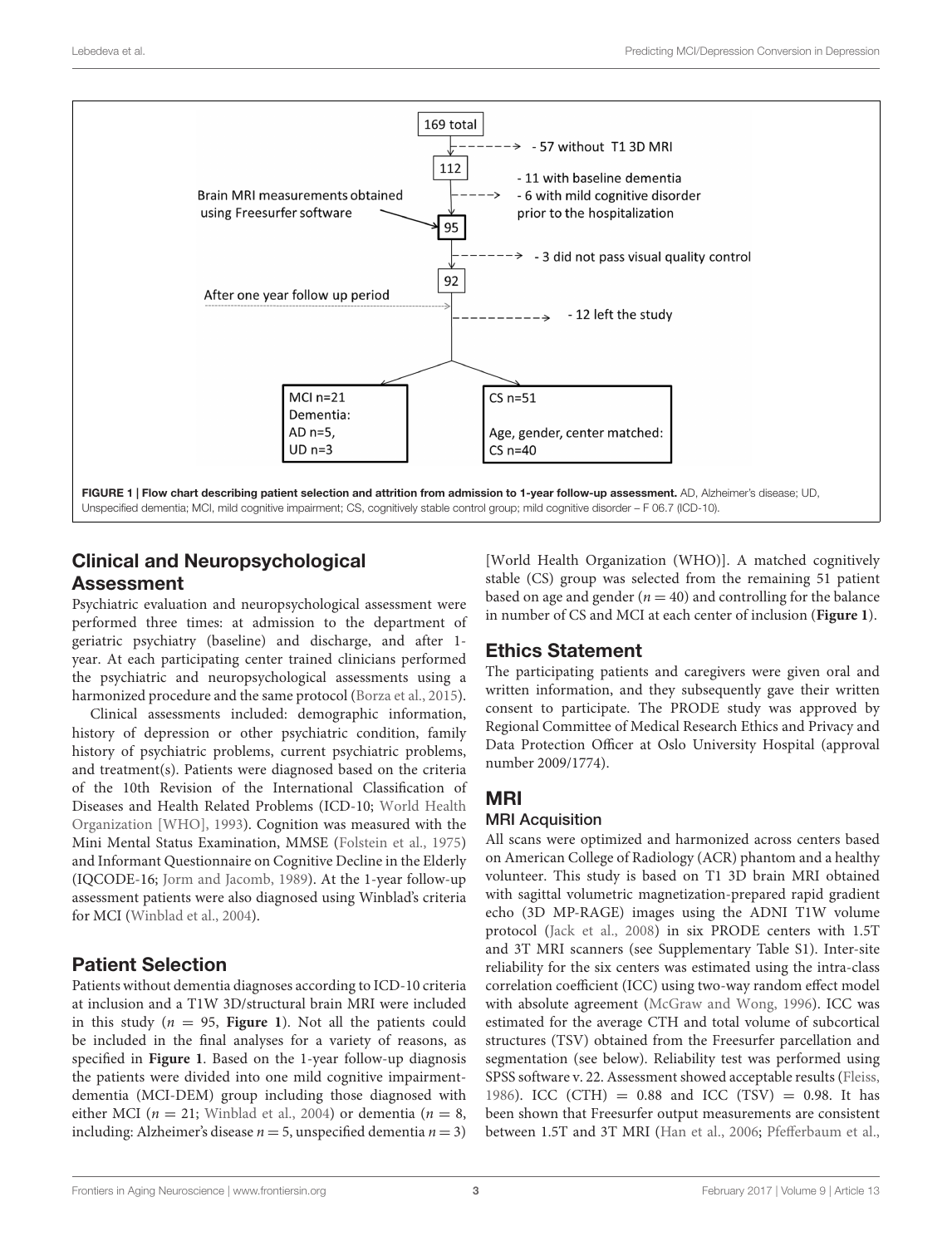FIGURE 1 | Flow chart describing patient selection and attrition from admission to 1-year follow-up assessment. AD, Alzheimer's disease; UD, Unspecified dementia; MCI, mild cognitive impairment; CS, cognitively stable control group; mild cognitive disorder – F 06.7 (ICD-10).

## Clinical and Neuropsychological Assessment

Psychiatric evaluation and neuropsychological assessment were performed three times: at admission to the department of geriatric psychiatry (baseline) and discharge, and after 1-year. At each participating center trained clinicians performed the psychiatric and neuropsychological assessments using a harmonized procedure and the same protocol (Borza et al., 2015).

Clinical assessments included: demographic information, history of depression or other psychiatric condition, family history of psychiatric problems, current psychiatric problems, and treatment(s). Patients were diagnosed based on the criteria of the 10th Revision of the International Classification of Diseases and Health Related Problems (ICD-10; World Health Organization [WHO], 1993). Cognition was measured with the Mini Mental Status Examination, MMSE (Folstein et al., 1975) and Informant Questionnaire on Cognitive Decline in the Elderly (IQCODE-16; Jorm and Jacomb, 1989). At the 1-year follow-up assessment patients were also diagnosed using Winblad's criteria for MCI (Winblad et al., 2004).

## Patient Selection

Patients without dementia diagnoses according to ICD-10 criteria at inclusion and a T1W 3D/structural brain MRI were included in this study ($n = 95$, **Figure 1**). Not all the patients could be included in the final analyses for a variety of reasons, as specified in **Figure 1**. Based on the 1-year follow-up diagnosis the patients were divided into one mild cognitive impairment-dementia (MCI-DEM) group including those diagnosed with either MCI ($n = 21$; Winblad et al., 2004) or dementia ($n = 8$, including: Alzheimer's disease $n = 5$, unspecified dementia $n = 3$) [World Health Organization (WHO)]. A matched cognitively stable (CS) group was selected from the remaining 51 patient based on age and gender ($n = 40$) and controlling for the balance in number of CS and MCI at each center of inclusion (**Figure 1**).

## Ethics Statement

The participating patients and caregivers were given oral and written information, and they subsequently gave their written consent to participate. The PRODE study was approved by Regional Committee of Medical Research Ethics and Privacy and Data Protection Officer at Oslo University Hospital (approval number 2009/1774).

## MRI

### MRI Acquisition

All scans were optimized and harmonized across centers based on American College of Radiology (ACR) phantom and a healthy volunteer. This study is based on T1 3D brain MRI obtained with sagittal volumetric magnetization-prepared rapid gradient echo (3D MP-RAGE) images using the ADNI T1W volume protocol (Jack et al., 2008) in six PRODE centers with 1.5T and 3T MRI scanners (see Supplementary Table S1). Inter-site reliability for the six centers was estimated using the intra-class correlation coefficient (ICC) using two-way random effect model with absolute agreement (McGraw and Wong, 1996). ICC was estimated for the average CTH and total volume of subcortical structures (TSV) obtained from the Freesurfer parcellation and segmentation (see below). Reliability test was performed using SPSS software v. 22. Assessment showed acceptable results (Fleiss, 1986). ICC (CTH) = 0.88 and ICC (TSV) = 0.98. It has been shown that Freesurfer output measurements are consistent between 1.5T and 3T MRI (Han et al., 2006; Pfefferbaum et al.,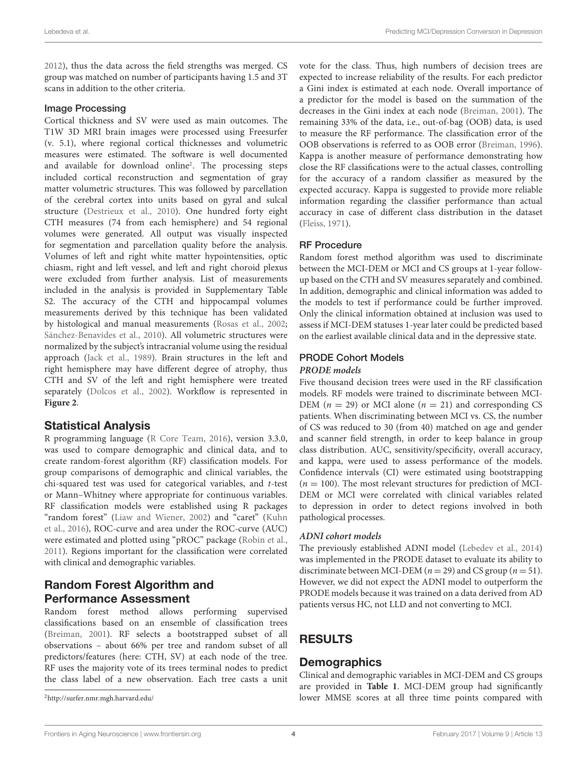2012), thus the data across the field strengths was merged. CS group was matched on number of participants having 1.5 and 3T scans in addition to the other criteria.

### Image Processing

Cortical thickness and SV were used as main outcomes. The T1W 3D MRI brain images were processed using Freesurfer (v. 5.1), where regional cortical thicknesses and volumetric measures were estimated. The software is well documented and available for download online[2]. The processing steps included cortical reconstruction and segmentation of gray matter volumetric structures. This was followed by parcellation of the cerebral cortex into units based on gyral and sulcal structure (Destrieux et al., 2010). One hundred forty eight CTH measures (74 from each hemisphere) and 54 regional volumes were generated. All output was visually inspected for segmentation and parcellation quality before the analysis. Volumes of left and right white matter hypointensities, optic chiasm, right and left vessel, and left and right choroid plexus were excluded from further analysis. List of measurements included in the analysis is provided in Supplementary Table S2. The accuracy of the CTH and hippocampal volumes measurements derived by this technique has been validated by histological and manual measurements (Rosas et al., 2002; Sánchez-Benavides et al., 2010). All volumetric structures were normalized by the subject's intracranial volume using the residual approach (Jack et al., 1989). Brain structures in the left and right hemisphere may have different degree of atrophy, thus CTH and SV of the left and right hemisphere were treated separately (Dolcos et al., 2002). Workflow is represented in **Figure 2**.

## Statistical Analysis

R programming language (R Core Team, 2016), version 3.3.0, was used to compare demographic and clinical data, and to create random-forest algorithm (RF) classification models. For group comparisons of demographic and clinical variables, the chi-squared test was used for categorical variables, and *t*-test or Mann–Whitney where appropriate for continuous variables. RF classification models were established using R packages "random forest" (Liaw and Wiener, 2002) and "caret" (Kuhn et al., 2016), ROC-curve and area under the ROC-curve (AUC) were estimated and plotted using "pROC" package (Robin et al., 2011). Regions important for the classification were correlated with clinical and demographic variables.

## Random Forest Algorithm and Performance Assessment

Random forest method allows performing supervised classifications based on an ensemble of classification trees (Breiman, 2001). RF selects a bootstrapped subset of all observations – about 66% per tree and random subset of all predictors/features (here: CTH, SV) at each node of the tree. RF uses the majority vote of its trees terminal nodes to predict the class label of a new observation. Each tree casts a unit vote for the class. Thus, high numbers of decision trees are expected to increase reliability of the results. For each predictor a Gini index is estimated at each node. Overall importance of a predictor for the model is based on the summation of the decreases in the Gini index at each node (Breiman, 2001). The remaining 33% of the data, i.e., out-of-bag (OOB) data, is used to measure the RF performance. The classification error of the OOB observations is referred to as OOB error (Breiman, 1996). Kappa is another measure of performance demonstrating how close the RF classifications were to the actual classes, controlling for the accuracy of a random classifier as measured by the expected accuracy. Kappa is suggested to provide more reliable information regarding the classifier performance than actual accuracy in case of different class distribution in the dataset (Fleiss, 1971).

### RF Procedure

Random forest method algorithm was used to discriminate between the MCI-DEM or MCI and CS groups at 1-year follow-up based on the CTH and SV measures separately and combined. In addition, demographic and clinical information was added to the models to test if performance could be further improved. Only the clinical information obtained at inclusion was used to assess if MCI-DEM statuses 1-year later could be predicted based on the earliest available clinical data and in the depressive state.

### PRODE Cohort Models

#### *PRODE models*

Five thousand decision trees were used in the RF classification models. RF models were trained to discriminate between MCI-DEM ($n = 29$) or MCI alone ($n = 21$) and corresponding CS patients. When discriminating between MCI vs. CS, the number of CS was reduced to 30 (from 40) matched on age and gender and scanner field strength, in order to keep balance in group class distribution. AUC, sensitivity/specificity, overall accuracy, and kappa, were used to assess performance of the models. Confidence intervals (CI) were estimated using bootstrapping ($n = 100$). The most relevant structures for prediction of MCI-DEM or MCI were correlated with clinical variables related to depression in order to detect regions involved in both pathological processes.

#### *ADNI cohort models*

The previously established ADNI model (Lebedev et al., 2014) was implemented in the PRODE dataset to evaluate its ability to discriminate between MCI-DEM ($n = 29$) and CS group ($n = 51$). However, we did not expect the ADNI model to outperform the PRODE models because it was trained on a data derived from AD patients versus HC, not LLD and not converting to MCI.

# RESULTS

## Demographics

Clinical and demographic variables in MCI-DEM and CS groups are provided in **Table 1**. MCI-DEM group had significantly lower MMSE scores at all three time points compared with

[2] http://surfer.nmr.mgh.harvard.edu/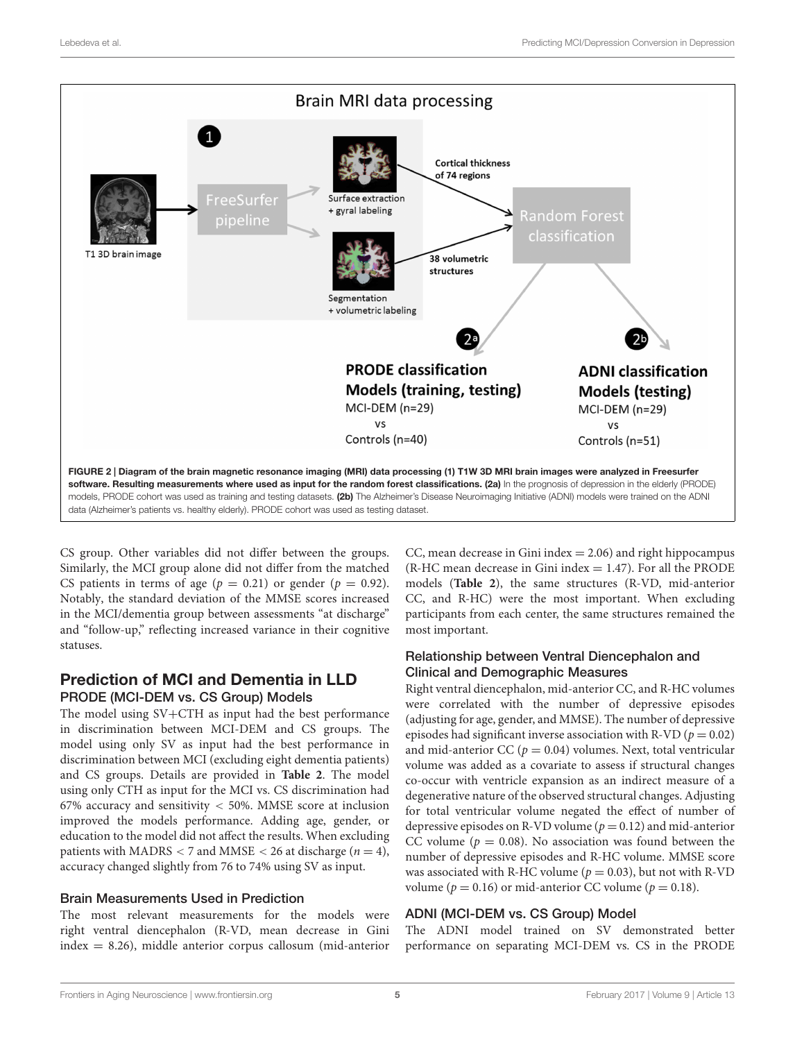FIGURE 2 | Diagram of the brain magnetic resonance imaging (MRI) data processing (1) T1W 3D MRI brain images were analyzed in Freesurfer software. Resulting measurements where used as input for the random forest classifications. (2a) In the prognosis of depression in the elderly (PRODE) models, PRODE cohort was used as training and testing datasets. (2b) The Alzheimer's Disease Neuroimaging Initiative (ADNI) models were trained on the ADNI data (Alzheimer's patients vs. healthy elderly). PRODE cohort was used as testing dataset.

CS group. Other variables did not differ between the groups. Similarly, the MCI group alone did not differ from the matched CS patients in terms of age ($p = 0.21$) or gender ($p = 0.92$). Notably, the standard deviation of the MMSE scores increased in the MCI/dementia group between assessments "at discharge" and "follow-up," reflecting increased variance in their cognitive statuses.

## Prediction of MCI and Dementia in LLD

### PRODE (MCI-DEM vs. CS Group) Models

The model using SV+CTH as input had the best performance in discrimination between MCI-DEM and CS groups. The model using only SV as input had the best performance in discrimination between MCI (excluding eight dementia patients) and CS groups. Details are provided in **Table 2**. The model using only CTH as input for the MCI vs. CS discrimination had 67% accuracy and sensitivity < 50%. MMSE score at inclusion improved the models performance. Adding age, gender, or education to the model did not affect the results. When excluding patients with MADRS < 7 and MMSE < 26 at discharge ($n = 4$), accuracy changed slightly from 76 to 74% using SV as input.

### Brain Measurements Used in Prediction

The most relevant measurements for the models were right ventral diencephalon (R-VD, mean decrease in Gini index = 8.26), middle anterior corpus callosum (mid-anterior CC, mean decrease in Gini index = 2.06) and right hippocampus (R-HC mean decrease in Gini index = 1.47). For all the PRODE models (**Table 2**), the same structures (R-VD, mid-anterior CC, and R-HC) were the most important. When excluding participants from each center, the same structures remained the most important.

### Relationship between Ventral Diencephalon and Clinical and Demographic Measures

Right ventral diencephalon, mid-anterior CC, and R-HC volumes were correlated with the number of depressive episodes (adjusting for age, gender, and MMSE). The number of depressive episodes had significant inverse association with R-VD ($p = 0.02$) and mid-anterior CC ($p = 0.04$) volumes. Next, total ventricular volume was added as a covariate to assess if structural changes co-occur with ventricle expansion as an indirect measure of a degenerative nature of the observed structural changes. Adjusting for total ventricular volume negated the effect of number of depressive episodes on R-VD volume ($p = 0.12$) and mid-anterior CC volume ($p = 0.08$). No association was found between the number of depressive episodes and R-HC volume. MMSE score was associated with R-HC volume ($p = 0.03$), but not with R-VD volume ($p = 0.16$) or mid-anterior CC volume ($p = 0.18$).

### ADNI (MCI-DEM vs. CS Group) Model

The ADNI model trained on SV demonstrated better performance on separating MCI-DEM vs. CS in the PRODE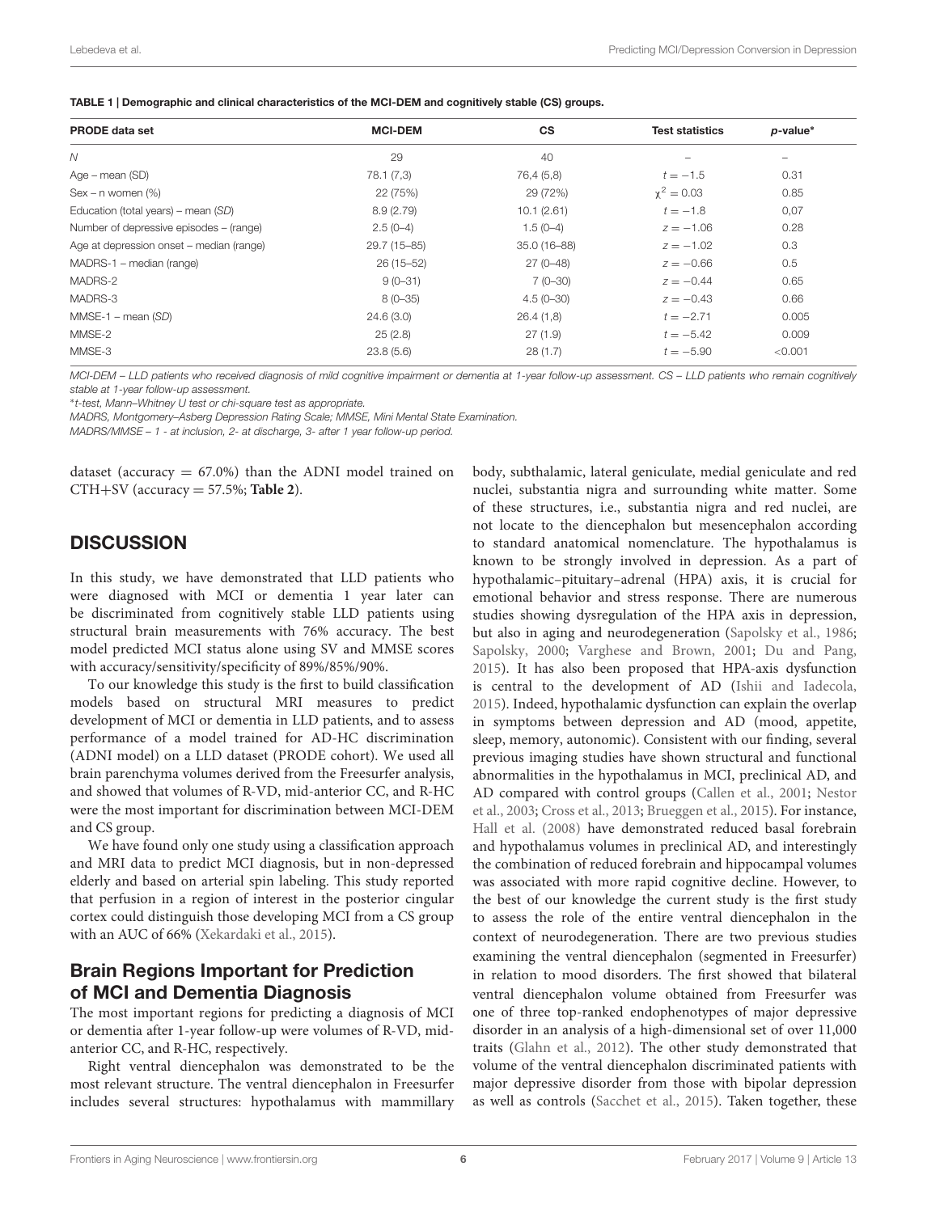**TABLE 1 | Demographic and clinical characteristics of the MCI-DEM and cognitively stable (CS) groups.**

| PRODE data set | MCI-DEM | CS | Test statistics | p-value* |
|---|---|---|---|---|
| N | 29 | 40 | – | – |
| Age – mean (SD) | 78.1 (7,3) | 76,4 (5,8) | $t = -1.5$ | 0.31 |
| Sex – n women (%) | 22 (75%) | 29 (72%) | $\chi^2 = 0.03$ | 0.85 |
| Education (total years) – mean (SD) | 8.9 (2.79) | 10.1 (2.61) | $t = -1.8$ | 0,07 |
| Number of depressive episodes – (range) | 2.5 (0–4) | 1.5 (0–4) | $z = -1.06$ | 0.28 |
| Age at depression onset – median (range) | 29.7 (15–85) | 35.0 (16–88) | $z = -1.02$ | 0.3 |
| MADRS-1 – median (range) | 26 (15–52) | 27 (0–48) | $z = -0.66$ | 0.5 |
| MADRS-2 | 9 (0–31) | 7 (0–30) | $z = -0.44$ | 0.65 |
| MADRS-3 | 8 (0–35) | 4.5 (0–30) | $z = -0.43$ | 0.66 |
| MMSE-1 – mean (SD) | 24.6 (3.0) | 26.4 (1,8) | $t = -2.71$ | 0.005 |
| MMSE-2 | 25 (2.8) | 27 (1.9) | $t = -5.42$ | 0.009 |
| MMSE-3 | 23.8 (5.6) | 28 (1.7) | $t = -5.90$ | <0.001 |

*MCI-DEM – LLD patients who received diagnosis of mild cognitive impairment or dementia at 1-year follow-up assessment. CS – LLD patients who remain cognitively stable at 1-year follow-up assessment.*

*\*t-test, Mann–Whitney U test or chi-square test as appropriate.*

*MADRS, Montgomery–Asberg Depression Rating Scale; MMSE, Mini Mental State Examination.*

*MADRS/MMSE – 1 - at inclusion, 2- at discharge, 3- after 1 year follow-up period.*

dataset (accuracy = 67.0%) than the ADNI model trained on CTH+SV (accuracy = 57.5%; **Table 2**).

## DISCUSSION

In this study, we have demonstrated that LLD patients who were diagnosed with MCI or dementia 1 year later can be discriminated from cognitively stable LLD patients using structural brain measurements with 76% accuracy. The best model predicted MCI status alone using SV and MMSE scores with accuracy/sensitivity/specificity of 89%/85%/90%.

To our knowledge this study is the first to build classification models based on structural MRI measures to predict development of MCI or dementia in LLD patients, and to assess performance of a model trained for AD-HC discrimination (ADNI model) on a LLD dataset (PRODE cohort). We used all brain parenchyma volumes derived from the Freesurfer analysis, and showed that volumes of R-VD, mid-anterior CC, and R-HC were the most important for discrimination between MCI-DEM and CS group.

We have found only one study using a classification approach and MRI data to predict MCI diagnosis, but in non-depressed elderly and based on arterial spin labeling. This study reported that perfusion in a region of interest in the posterior cingular cortex could distinguish those developing MCI from a CS group with an AUC of 66% (Xekardaki et al., 2015).

### Brain Regions Important for Prediction of MCI and Dementia Diagnosis

The most important regions for predicting a diagnosis of MCI or dementia after 1-year follow-up were volumes of R-VD, mid-anterior CC, and R-HC, respectively.

Right ventral diencephalon was demonstrated to be the most relevant structure. The ventral diencephalon in Freesurfer includes several structures: hypothalamus with mammillary body, subthalamic, lateral geniculate, medial geniculate and red nuclei, substantia nigra and surrounding white matter. Some of these structures, i.e., substantia nigra and red nuclei, are not locate to the diencephalon but mesencephalon according to standard anatomical nomenclature. The hypothalamus is known to be strongly involved in depression. As a part of hypothalamic–pituitary–adrenal (HPA) axis, it is crucial for emotional behavior and stress response. There are numerous studies showing dysregulation of the HPA axis in depression, but also in aging and neurodegeneration (Sapolsky et al., 1986; Sapolsky, 2000; Varghese and Brown, 2001; Du and Pang, 2015). It has also been proposed that HPA-axis dysfunction is central to the development of AD (Ishii and Iadecola, 2015). Indeed, hypothalamic dysfunction can explain the overlap in symptoms between depression and AD (mood, appetite, sleep, memory, autonomic). Consistent with our finding, several previous imaging studies have shown structural and functional abnormalities in the hypothalamus in MCI, preclinical AD, and AD compared with control groups (Callen et al., 2001; Nestor et al., 2003; Cross et al., 2013; Brueggen et al., 2015). For instance, Hall et al. (2008) have demonstrated reduced basal forebrain and hypothalamus volumes in preclinical AD, and interestingly the combination of reduced forebrain and hippocampal volumes was associated with more rapid cognitive decline. However, to the best of our knowledge the current study is the first study to assess the role of the entire ventral diencephalon in the context of neurodegeneration. There are two previous studies examining the ventral diencephalon (segmented in Freesurfer) in relation to mood disorders. The first showed that bilateral ventral diencephalon volume obtained from Freesurfer was one of three top-ranked endophenotypes of major depressive disorder in an analysis of a high-dimensional set of over 11,000 traits (Glahn et al., 2012). The other study demonstrated that volume of the ventral diencephalon discriminated patients with major depressive disorder from those with bipolar depression as well as controls (Sacchet et al., 2015). Taken together, these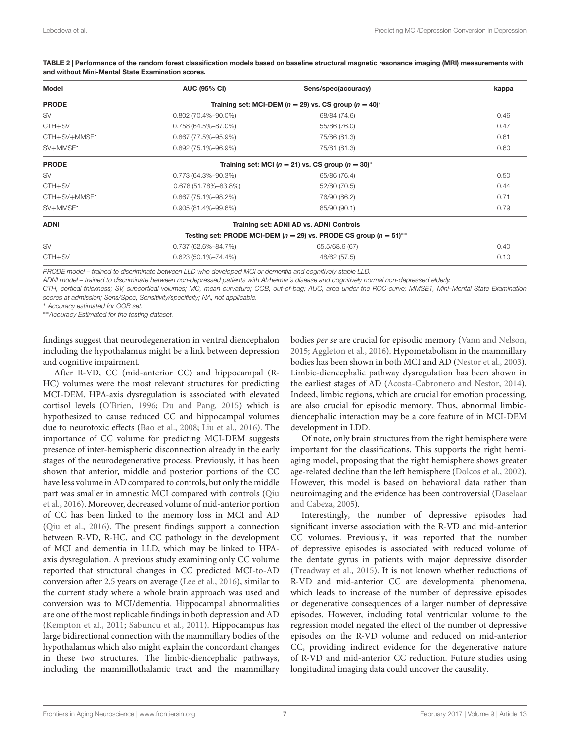**TABLE 2 | Performance of the random forest classification models based on baseline structural magnetic resonance imaging (MRI) measurements with and without Mini-Mental State Examination scores.**

| Model | AUC (95% CI) | Sens/spec(accuracy) | kappa |
|---|---|---|---|
| **PRODE** | Training set: MCI-DEM ($n = 29$) vs. CS group ($n = 40$)* | | |
| SV | 0.802 (70.4%–90.0%) | 68/84 (74.6) | 0.46 |
| CTH+SV | 0.758 (64.5%–87.0%) | 55/86 (76.0) | 0.47 |
| CTH+SV+MMSE1 | 0.867 (77.5%–95.9%) | 75/86 (81.3) | 0.61 |
| SV+MMSE1 | 0.892 (75.1%–96.9%) | 75/81 (81.3) | 0.60 |
| **PRODE** | Training set: MCI ($n = 21$) vs. CS group ($n = 30$)* | | |
| SV | 0.773 (64.3%–90.3%) | 65/86 (76.4) | 0.50 |
| CTH+SV | 0.678 (51.78%–83.8%) | 52/80 (70.5) | 0.44 |
| CTH+SV+MMSE1 | 0.867 (75.1%–98.2%) | 76/90 (86.2) | 0.71 |
| SV+MMSE1 | 0.905 (81.4%–99.6%) | 85/90 (90.1) | 0.79 |
| **ADNI** | Training set: ADNI AD vs. ADNI Controls | | |
| | Testing set: PRODE MCI-DEM ($n = 29$) vs. PRODE CS group ($n = 51$)** | | |
| SV | 0.737 (62.6%–84.7%) | 65.5/68.6 (67) | 0.40 |
| CTH+SV | 0.623 (50.1%–74.4%) | 48/62 (57.5) | 0.10 |

*PRODE model – trained to discriminate between LLD who developed MCI or dementia and cognitively stable LLD.*

*ADNI model – trained to discriminate between non-depressed patients with Alzheimer's disease and cognitively normal non-depressed elderly.*

*CTH, cortical thickness; SV, subcortical volumes; MC, mean curvature; OOB, out-of-bag; AUC, area under the ROC-curve; MMSE1, Mini–Mental State Examination scores at admission; Sens/Spec, Sensitivity/specificity; NA, not applicable.*

*\* Accuracy estimated for OOB set.*

*\*\*Accuracy Estimated for the testing dataset.*

findings suggest that neurodegeneration in ventral diencephalon including the hypothalamus might be a link between depression and cognitive impairment.

After R-VD, CC (mid-anterior CC) and hippocampal (R-HC) volumes were the most relevant structures for predicting MCI-DEM. HPA-axis dysregulation is associated with elevated cortisol levels (O'Brien, 1996; Du and Pang, 2015) which is hypothesized to cause reduced CC and hippocampal volumes due to neurotoxic effects (Bao et al., 2008; Liu et al., 2016). The importance of CC volume for predicting MCI-DEM suggests presence of inter-hemispheric disconnection already in the early stages of the neurodegenerative process. Previously, it has been shown that anterior, middle and posterior portions of the CC have less volume in AD compared to controls, but only the middle part was smaller in amnestic MCI compared with controls (Qiu et al., 2016). Moreover, decreased volume of mid-anterior portion of CC has been linked to the memory loss in MCI and AD (Qiu et al., 2016). The present findings support a connection between R-VD, R-HC, and CC pathology in the development of MCI and dementia in LLD, which may be linked to HPA-axis dysregulation. A previous study examining only CC volume reported that structural changes in CC predicted MCI-to-AD conversion after 2.5 years on average (Lee et al., 2016), similar to the current study where a whole brain approach was used and conversion was to MCI/dementia. Hippocampal abnormalities are one of the most replicable findings in both depression and AD (Kempton et al., 2011; Sabuncu et al., 2011). Hippocampus has large bidirectional connection with the mammillary bodies of the hypothalamus which also might explain the concordant changes in these two structures. The limbic-diencephalic pathways, including the mammillothalamic tract and the mammillary bodies *per se* are crucial for episodic memory (Vann and Nelson, 2015; Aggleton et al., 2016). Hypometabolism in the mammillary bodies has been shown in both MCI and AD (Nestor et al., 2003). Limbic-diencephalic pathway dysregulation has been shown in the earliest stages of AD (Acosta-Cabronero and Nestor, 2014). Indeed, limbic regions, which are crucial for emotion processing, are also crucial for episodic memory. Thus, abnormal limbic-diencephalic interaction may be a core feature of in MCI-DEM development in LDD.

Of note, only brain structures from the right hemisphere were important for the classifications. This supports the right hemi-aging model, proposing that the right hemisphere shows greater age-related decline than the left hemisphere (Dolcos et al., 2002). However, this model is based on behavioral data rather than neuroimaging and the evidence has been controversial (Daselaar and Cabeza, 2005).

Interestingly, the number of depressive episodes had significant inverse association with the R-VD and mid-anterior CC volumes. Previously, it was reported that the number of depressive episodes is associated with reduced volume of the dentate gyrus in patients with major depressive disorder (Treadway et al., 2015). It is not known whether reductions of R-VD and mid-anterior CC are developmental phenomena, which leads to increase of the number of depressive episodes or degenerative consequences of a larger number of depressive episodes. However, including total ventricular volume to the regression model negated the effect of the number of depressive episodes on the R-VD volume and reduced on mid-anterior CC, providing indirect evidence for the degenerative nature of R-VD and mid-anterior CC reduction. Future studies using longitudinal imaging data could uncover the causality.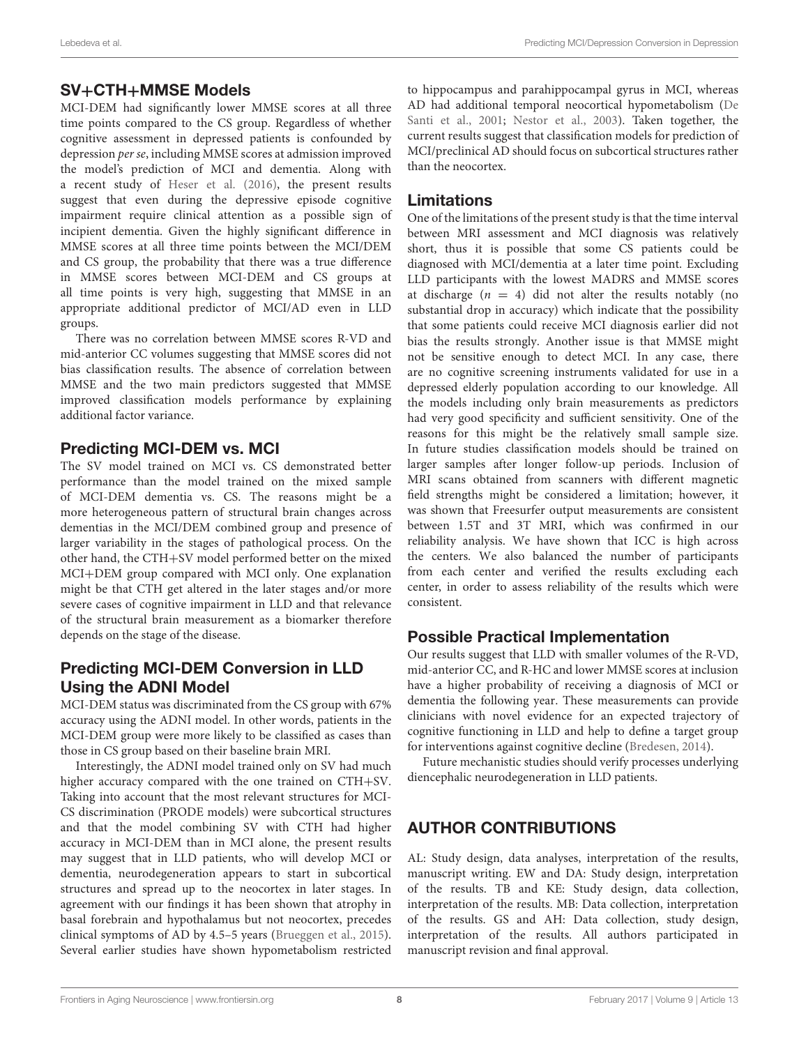## SV+CTH+MMSE Models

MCI-DEM had significantly lower MMSE scores at all three time points compared to the CS group. Regardless of whether cognitive assessment in depressed patients is confounded by depression *per se*, including MMSE scores at admission improved the model's prediction of MCI and dementia. Along with a recent study of Heser et al. (2016), the present results suggest that even during the depressive episode cognitive impairment require clinical attention as a possible sign of incipient dementia. Given the highly significant difference in MMSE scores at all three time points between the MCI/DEM and CS group, the probability that there was a true difference in MMSE scores between MCI-DEM and CS groups at all time points is very high, suggesting that MMSE in an appropriate additional predictor of MCI/AD even in LLD groups.

There was no correlation between MMSE scores R-VD and mid-anterior CC volumes suggesting that MMSE scores did not bias classification results. The absence of correlation between MMSE and the two main predictors suggested that MMSE improved classification models performance by explaining additional factor variance.

## Predicting MCI-DEM vs. MCI

The SV model trained on MCI vs. CS demonstrated better performance than the model trained on the mixed sample of MCI-DEM dementia vs. CS. The reasons might be a more heterogeneous pattern of structural brain changes across dementias in the MCI/DEM combined group and presence of larger variability in the stages of pathological process. On the other hand, the CTH+SV model performed better on the mixed MCI+DEM group compared with MCI only. One explanation might be that CTH get altered in the later stages and/or more severe cases of cognitive impairment in LLD and that relevance of the structural brain measurement as a biomarker therefore depends on the stage of the disease.

## Predicting MCI-DEM Conversion in LLD Using the ADNI Model

MCI-DEM status was discriminated from the CS group with 67% accuracy using the ADNI model. In other words, patients in the MCI-DEM group were more likely to be classified as cases than those in CS group based on their baseline brain MRI.

Interestingly, the ADNI model trained only on SV had much higher accuracy compared with the one trained on CTH+SV. Taking into account that the most relevant structures for MCI-CS discrimination (PRODE models) were subcortical structures and that the model combining SV with CTH had higher accuracy in MCI-DEM than in MCI alone, the present results may suggest that in LLD patients, who will develop MCI or dementia, neurodegeneration appears to start in subcortical structures and spread up to the neocortex in later stages. In agreement with our findings it has been shown that atrophy in basal forebrain and hypothalamus but not neocortex, precedes clinical symptoms of AD by 4.5–5 years (Brueggen et al., 2015). Several earlier studies have shown hypometabolism restricted to hippocampus and parahippocampal gyrus in MCI, whereas AD had additional temporal neocortical hypometabolism (De Santi et al., 2001; Nestor et al., 2003). Taken together, the current results suggest that classification models for prediction of MCI/preclinical AD should focus on subcortical structures rather than the neocortex.

## Limitations

One of the limitations of the present study is that the time interval between MRI assessment and MCI diagnosis was relatively short, thus it is possible that some CS patients could be diagnosed with MCI/dementia at a later time point. Excluding LLD participants with the lowest MADRS and MMSE scores at discharge ($n = 4$) did not alter the results notably (no substantial drop in accuracy) which indicate that the possibility that some patients could receive MCI diagnosis earlier did not bias the results strongly. Another issue is that MMSE might not be sensitive enough to detect MCI. In any case, there are no cognitive screening instruments validated for use in a depressed elderly population according to our knowledge. All the models including only brain measurements as predictors had very good specificity and sufficient sensitivity. One of the reasons for this might be the relatively small sample size. In future studies classification models should be trained on larger samples after longer follow-up periods. Inclusion of MRI scans obtained from scanners with different magnetic field strengths might be considered a limitation; however, it was shown that Freesurfer output measurements are consistent between 1.5T and 3T MRI, which was confirmed in our reliability analysis. We have shown that ICC is high across the centers. We also balanced the number of participants from each center and verified the results excluding each center, in order to assess reliability of the results which were consistent.

## Possible Practical Implementation

Our results suggest that LLD with smaller volumes of the R-VD, mid-anterior CC, and R-HC and lower MMSE scores at inclusion have a higher probability of receiving a diagnosis of MCI or dementia the following year. These measurements can provide clinicians with novel evidence for an expected trajectory of cognitive functioning in LLD and help to define a target group for interventions against cognitive decline (Bredesen, 2014).

Future mechanistic studies should verify processes underlying diencephalic neurodegeneration in LLD patients.

# AUTHOR CONTRIBUTIONS

AL: Study design, data analyses, interpretation of the results, manuscript writing. EW and DA: Study design, interpretation of the results. TB and KE: Study design, data collection, interpretation of the results. MB: Data collection, interpretation of the results. GS and AH: Data collection, study design, interpretation of the results. All authors participated in manuscript revision and final approval.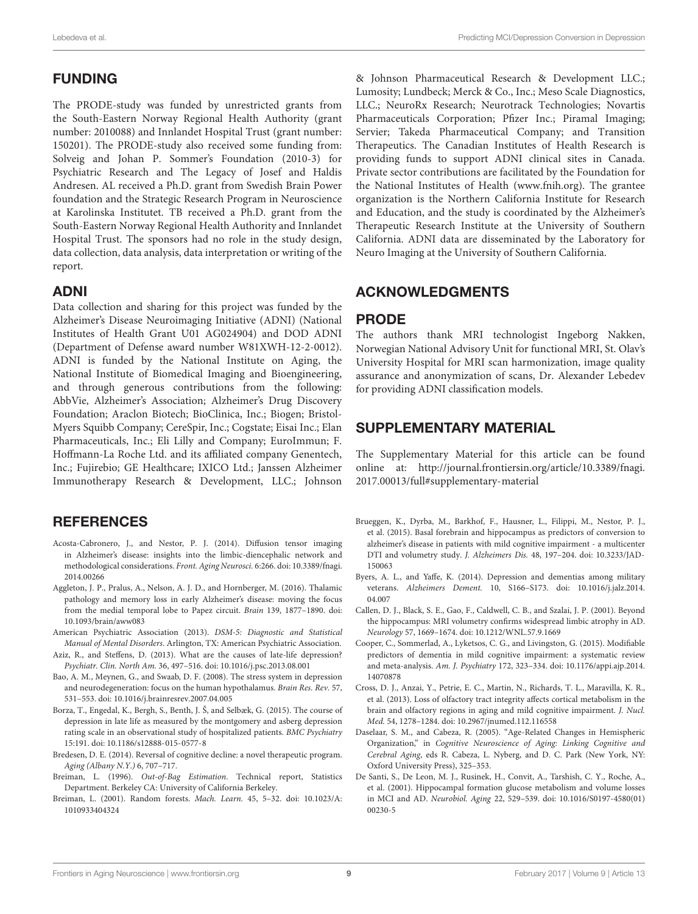## FUNDING

The PRODE-study was funded by unrestricted grants from the South-Eastern Norway Regional Health Authority (grant number: 2010088) and Innlandet Hospital Trust (grant number: 150201). The PRODE-study also received some funding from: Solveig and Johan P. Sommer's Foundation (2010-3) for Psychiatric Research and The Legacy of Josef and Haldis Andresen. AL received a Ph.D. grant from Swedish Brain Power foundation and the Strategic Research Program in Neuroscience at Karolinska Institutet. TB received a Ph.D. grant from the South-Eastern Norway Regional Health Authority and Innlandet Hospital Trust. The sponsors had no role in the study design, data collection, data analysis, data interpretation or writing of the report.

### ADNI

Data collection and sharing for this project was funded by the Alzheimer's Disease Neuroimaging Initiative (ADNI) (National Institutes of Health Grant U01 AG024904) and DOD ADNI (Department of Defense award number W81XWH-12-2-0012). ADNI is funded by the National Institute on Aging, the National Institute of Biomedical Imaging and Bioengineering, and through generous contributions from the following: AbbVie, Alzheimer's Association; Alzheimer's Drug Discovery Foundation; Araclon Biotech; BioClinica, Inc.; Biogen; Bristol-Myers Squibb Company; CereSpir, Inc.; Cogstate; Eisai Inc.; Elan Pharmaceuticals, Inc.; Eli Lilly and Company; EuroImmun; F. Hoffmann-La Roche Ltd. and its affiliated company Genentech, Inc.; Fujirebio; GE Healthcare; IXICO Ltd.; Janssen Alzheimer Immunotherapy Research & Development, LLC.; Johnson & Johnson Pharmaceutical Research & Development LLC.; Lumosity; Lundbeck; Merck & Co., Inc.; Meso Scale Diagnostics, LLC.; NeuroRx Research; Neurotrack Technologies; Novartis Pharmaceuticals Corporation; Pfizer Inc.; Piramal Imaging; Servier; Takeda Pharmaceutical Company; and Transition Therapeutics. The Canadian Institutes of Health Research is providing funds to support ADNI clinical sites in Canada. Private sector contributions are facilitated by the Foundation for the National Institutes of Health (www.fnih.org). The grantee organization is the Northern California Institute for Research and Education, and the study is coordinated by the Alzheimer's Therapeutic Research Institute at the University of Southern California. ADNI data are disseminated by the Laboratory for Neuro Imaging at the University of Southern California.

## ACKNOWLEDGMENTS

### PRODE

The authors thank MRI technologist Ingeborg Nakken, Norwegian National Advisory Unit for functional MRI, St. Olav's University Hospital for MRI scan harmonization, image quality assurance and anonymization of scans, Dr. Alexander Lebedev for providing ADNI classification models.

## SUPPLEMENTARY MATERIAL

The Supplementary Material for this article can be found online at: http://journal.frontiersin.org/article/10.3389/fnagi.2017.00013/full#supplementary-material

## REFERENCES

Acosta-Cabronero, J., and Nestor, P. J. (2014). Diffusion tensor imaging in Alzheimer's disease: insights into the limbic-diencephalic network and methodological considerations. *Front. Aging Neurosci.* 6:266. doi: 10.3389/fnagi.2014.00266

Aggleton, J. P., Pralus, A., Nelson, A. J. D., and Hornberger, M. (2016). Thalamic pathology and memory loss in early Alzheimer's disease: moving the focus from the medial temporal lobe to Papez circuit. *Brain* 139, 1877–1890. doi: 10.1093/brain/aww083

American Psychiatric Association (2013). *DSM-5: Diagnostic and Statistical Manual of Mental Disorders*. Arlington, TX: American Psychiatric Association.

Aziz, R., and Steffens, D. (2013). What are the causes of late-life depression? *Psychiatr. Clin. North Am.* 36, 497–516. doi: 10.1016/j.psc.2013.08.001

Bao, A. M., Meynen, G., and Swaab, D. F. (2008). The stress system in depression and neurodegeneration: focus on the human hypothalamus. *Brain Res. Rev.* 57, 531–553. doi: 10.1016/j.brainresrev.2007.04.005

Borza, T., Engedal, K., Bergh, S., Benth, J. Š, and Selbæk, G. (2015). The course of depression in late life as measured by the montgomery and asberg depression rating scale in an observational study of hospitalized patients. *BMC Psychiatry* 15:191. doi: 10.1186/s12888-015-0577-8

Bredesen, D. E. (2014). Reversal of cognitive decline: a novel therapeutic program. *Aging (Albany N.Y.)* 6, 707–717.

Breiman, L. (1996). *Out-of-Bag Estimation*. Technical report, Statistics Department. Berkeley CA: University of California Berkeley.

Breiman, L. (2001). Random forests. *Mach. Learn.* 45, 5–32. doi: 10.1023/A:1010933404324

Brueggen, K., Dyrba, M., Barkhof, F., Hausner, L., Filippi, M., Nestor, P. J., et al. (2015). Basal forebrain and hippocampus as predictors of conversion to alzheimer's disease in patients with mild cognitive impairment - a multicenter DTI and volumetry study. *J. Alzheimers Dis.* 48, 197–204. doi: 10.3233/JAD-150063

Byers, A. L., and Yaffe, K. (2014). Depression and dementias among military veterans. *Alzheimers Dement.* 10, S166–S173. doi: 10.1016/j.jalz.2014.04.007

Callen, D. J., Black, S. E., Gao, F., Caldwell, C. B., and Szalai, J. P. (2001). Beyond the hippocampus: MRI volumetry confirms widespread limbic atrophy in AD. *Neurology* 57, 1669–1674. doi: 10.1212/WNL.57.9.1669

Cooper, C., Sommerlad, A., Lyketsos, C. G., and Livingston, G. (2015). Modifiable predictors of dementia in mild cognitive impairment: a systematic review and meta-analysis. *Am. J. Psychiatry* 172, 323–334. doi: 10.1176/appi.ajp.2014.14070878

Cross, D. J., Anzai, Y., Petrie, E. C., Martin, N., Richards, T. L., Maravilla, K. R., et al. (2013). Loss of olfactory tract integrity affects cortical metabolism in the brain and olfactory regions in aging and mild cognitive impairment. *J. Nucl. Med.* 54, 1278–1284. doi: 10.2967/jnumed.112.116558

Daselaar, S. M., and Cabeza, R. (2005). "Age-Related Changes in Hemispheric Organization," in *Cognitive Neuroscience of Aging: Linking Cognitive and Cerebral Aging*, eds R. Cabeza, L. Nyberg, and D. C. Park (New York, NY: Oxford University Press), 325–353.

De Santi, S., De Leon, M. J., Rusinek, H., Convit, A., Tarshish, C. Y., Roche, A., et al. (2001). Hippocampal formation glucose metabolism and volume losses in MCI and AD. *Neurobiol. Aging* 22, 529–539. doi: 10.1016/S0197-4580(01)00230-5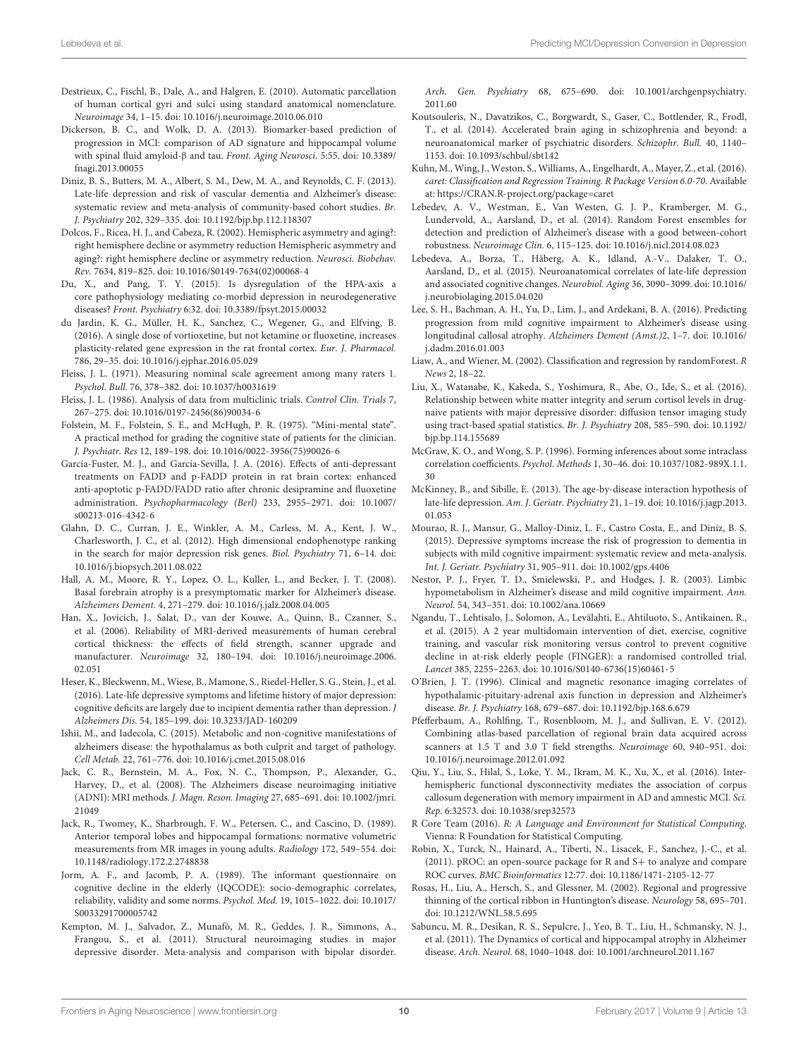Destrieux, C., Fischl, B., Dale, A., and Halgren, E. (2010). Automatic parcellation of human cortical gyri and sulci using standard anatomical nomenclature. *Neuroimage* 34, 1–15. doi: 10.1016/j.neuroimage.2010.06.010

Dickerson, B. C., and Wolk, D. A. (2013). Biomarker-based prediction of progression in MCI: comparison of AD signature and hippocampal volume with spinal fluid amyloid-β and tau. *Front. Aging Neurosci.* 5:55. doi: 10.3389/fnagi.2013.00055

Diniz, B. S., Butters, M. A., Albert, S. M., Dew, M. A., and Reynolds, C. F. (2013). Late-life depression and risk of vascular dementia and Alzheimer's disease: systematic review and meta-analysis of community-based cohort studies. *Br. J. Psychiatry* 202, 329–335. doi: 10.1192/bjp.bp.112.118307

Dolcos, F., Ricea, H. J., and Cabeza, R. (2002). Hemispheric asymmetry and aging?: right hemisphere decline or asymmetry reduction Hemispheric asymmetry and aging?: right hemisphere decline or asymmetry reduction. *Neurosci. Biobehav. Rev.* 7634, 819–825. doi: 10.1016/S0149-7634(02)00068-4

Du, X., and Pang, T. Y. (2015). Is dysregulation of the HPA-axis a core pathophysiology mediating co-morbid depression in neurodegenerative diseases? *Front. Psychiatry* 6:32. doi: 10.3389/fpsyt.2015.00032

du Jardin, K. G., Müller, H. K., Sanchez, C., Wegener, G., and Elfving, B. (2016). A single dose of vortioxetine, but not ketamine or fluoxetine, increases plasticity-related gene expression in the rat frontal cortex. *Eur. J. Pharmacol.* 786, 29–35. doi: 10.1016/j.ejphar.2016.05.029

Fleiss, J. L. (1971). Measuring nominal scale agreement among many raters 1. *Psychol. Bull.* 76, 378–382. doi: 10.1037/h0031619

Fleiss, J. L. (1986). Analysis of data from multiclinic trials. *Control Clin. Trials* 7, 267–275. doi: 10.1016/0197-2456(86)90034-6

Folstein, M. F., Folstein, S. E., and McHugh, P. R. (1975). "Mini-mental state". A practical method for grading the cognitive state of patients for the clinician. *J. Psychiatr. Res* 12, 189–198. doi: 10.1016/0022-3956(75)90026-6

García-Fuster, M. J., and García-Sevilla, J. A. (2016). Effects of anti-depressant treatments on FADD and p-FADD protein in rat brain cortex: enhanced anti-apoptotic p-FADD/FADD ratio after chronic desipramine and fluoxetine administration. *Psychopharmacology (Berl)* 233, 2955–2971. doi: 10.1007/s00213-016-4342-6

Glahn, D. C., Curran, J. E., Winkler, A. M., Carless, M. A., Kent, J. W., Charlesworth, J. C., et al. (2012). High dimensional endophenotype ranking in the search for major depression risk genes. *Biol. Psychiatry* 71, 6–14. doi: 10.1016/j.biopsych.2011.08.022

Hall, A. M., Moore, R. Y., Lopez, O. L., Kuller, L., and Becker, J. T. (2008). Basal forebrain atrophy is a presymptomatic marker for Alzheimer's disease. *Alzheimers Dement.* 4, 271–279. doi: 10.1016/j.jalz.2008.04.005

Han, X., Jovicich, J., Salat, D., van der Kouwe, A., Quinn, B., Czanner, S., et al. (2006). Reliability of MRI-derived measurements of human cerebral cortical thickness: the effects of field strength, scanner upgrade and manufacturer. *Neuroimage* 32, 180–194. doi: 10.1016/j.neuroimage.2006.02.051

Heser, K., Bleckwenn, M., Wiese, B., Mamone, S., Riedel-Heller, S. G., Stein, J., et al. (2016). Late-life depressive symptoms and lifetime history of major depression: cognitive deficits are largely due to incipient dementia rather than depression. *J Alzheimers Dis.* 54, 185–199. doi: 10.3233/JAD-160209

Ishii, M., and Iadecola, C. (2015). Metabolic and non-cognitive manifestations of alzheimers disease: the hypothalamus as both culprit and target of pathology. *Cell Metab.* 22, 761–776. doi: 10.1016/j.cmet.2015.08.016

Jack, C. R., Bernstein, M. A., Fox, N. C., Thompson, P., Alexander, G., Harvey, D., et al. (2008). The Alzheimers disease neuroimaging initiative (ADNI): MRI methods. *J. Magn. Reson. Imaging* 27, 685–691. doi: 10.1002/jmri.21049

Jack, R., Twomey, K., Sharbrough, F. W., Petersen, C., and Cascino, D. (1989). Anterior temporal lobes and hippocampal formations: normative volumetric measurements from MR images in young adults. *Radiology* 172, 549–554. doi: 10.1148/radiology.172.2.2748838

Jorm, A. F., and Jacomb, P. A. (1989). The informant questionnaire on cognitive decline in the elderly (IQCODE): socio-demographic correlates, reliability, validity and some norms. *Psychol. Med.* 19, 1015–1022. doi: 10.1017/S0033291700005742

Kempton, M. J., Salvador, Z., Munafò, M. R., Geddes, J. R., Simmons, A., Frangou, S., et al. (2011). Structural neuroimaging studies in major depressive disorder. Meta-analysis and comparison with bipolar disorder. *Arch. Gen. Psychiatry* 68, 675–690. doi: 10.1001/archgenpsychiatry.2011.60

Koutsouleris, N., Davatzikos, C., Borgwardt, S., Gaser, C., Bottlender, R., Frodl, T., et al. (2014). Accelerated brain aging in schizophrenia and beyond: a neuroanatomical marker of psychiatric disorders. *Schizophr. Bull.* 40, 1140–1153. doi: 10.1093/schbul/sbt142

Kuhn, M., Wing, J., Weston, S., Williams, A., Engelhardt, A., Mayer, Z., et al. (2016). *caret: Classification and Regression Training. R Package Version 6.0-70.* Available at: https://CRAN.R-project.org/package=caret

Lebedev, A. V., Westman, E., Van Westen, G. J. P., Kramberger, M. G., Lundervold, A., Aarsland, D., et al. (2014). Random Forest ensembles for detection and prediction of Alzheimer's disease with a good between-cohort robustness. *Neuroimage Clin.* 6, 115–125. doi: 10.1016/j.nicl.2014.08.023

Lebedeva, A., Borza, T., Håberg, A. K., Idland, A.-V., Dalaker, T. O., Aarsland, D., et al. (2015). Neuroanatomical correlates of late-life depression and associated cognitive changes. *Neurobiol. Aging* 36, 3090–3099. doi: 10.1016/j.neurobiolaging.2015.04.020

Lee, S. H., Bachman, A. H., Yu, D., Lim, J., and Ardekani, B. A. (2016). Predicting progression from mild cognitive impairment to Alzheimer's disease using longitudinal callosal atrophy. *Alzheimers Dement (Amst.)*2, 1–7. doi: 10.1016/j.dadm.2016.01.003

Liaw, A., and Wiener, M. (2002). Classification and regression by randomForest. *R News* 2, 18–22.

Liu, X., Watanabe, K., Kakeda, S., Yoshimura, R., Abe, O., Ide, S., et al. (2016). Relationship between white matter integrity and serum cortisol levels in drug-naive patients with major depressive disorder: diffusion tensor imaging study using tract-based spatial statistics. *Br. J. Psychiatry* 208, 585–590. doi: 10.1192/bjp.bp.114.155689

McGraw, K. O., and Wong, S. P. (1996). Forming inferences about some intraclass correlation coefficients. *Psychol. Methods* 1, 30–46. doi: 10.1037/1082-989X.1.1.30

McKinney, B., and Sibille, E. (2013). The age-by-disease interaction hypothesis of late-life depression. *Am. J. Geriatr. Psychiatry* 21, 1–19. doi: 10.1016/j.jagp.2013.01.053

Mourao, R. J., Mansur, G., Malloy-Diniz, L. F., Castro Costa, E., and Diniz, B. S. (2015). Depressive symptoms increase the risk of progression to dementia in subjects with mild cognitive impairment: systematic review and meta-analysis. *Int. J. Geriatr. Psychiatry* 31, 905–911. doi: 10.1002/gps.4406

Nestor, P. J., Fryer, T. D., Smielewski, P., and Hodges, J. R. (2003). Limbic hypometabolism in Alzheimer's disease and mild cognitive impairment. *Ann. Neurol.* 54, 343–351. doi: 10.1002/ana.10669

Ngandu, T., Lehtisalo, J., Solomon, A., Levälahti, E., Ahtiluoto, S., Antikainen, R., et al. (2015). A 2 year multidomain intervention of diet, exercise, cognitive training, and vascular risk monitoring versus control to prevent cognitive decline in at-risk elderly people (FINGER): a randomised controlled trial. *Lancet* 385, 2255–2263. doi: 10.1016/S0140-6736(15)60461-5

O'Brien, J. T. (1996). Clinical and magnetic resonance imaging correlates of hypothalamic-pituitary-adrenal axis function in depression and Alzheimer's disease. *Br. J. Psychiatry* 168, 679–687. doi: 10.1192/bjp.168.6.679

Pfefferbaum, A., Rohlfing, T., Rosenbloom, M. J., and Sullivan, E. V. (2012). Combining atlas-based parcellation of regional brain data acquired across scanners at 1.5 T and 3.0 T field strengths. *Neuroimage* 60, 940–951. doi: 10.1016/j.neuroimage.2012.01.092

Qiu, Y., Liu, S., Hilal, S., Loke, Y. M., Ikram, M. K., Xu, X., et al. (2016). Inter-hemispheric functional dysconnectivity mediates the association of corpus callosum degeneration with memory impairment in AD and amnestic MCI. *Sci. Rep.* 6:32573. doi: 10.1038/srep32573

R Core Team (2016). *R: A Language and Environment for Statistical Computing*. Vienna: R Foundation for Statistical Computing.

Robin, X., Turck, N., Hainard, A., Tiberti, N., Lisacek, F., Sanchez, J.-C., et al. (2011). pROC: an open-source package for R and S+ to analyze and compare ROC curves. *BMC Bioinformatics* 12:77. doi: 10.1186/1471-2105-12-77

Rosas, H., Liu, A., Hersch, S., and Glessner, M. (2002). Regional and progressive thinning of the cortical ribbon in Huntington's disease. *Neurology* 58, 695–701. doi: 10.1212/WNL.58.5.695

Sabuncu, M. R., Desikan, R. S., Sepulcre, J., Yeo, B. T., Liu, H., Schmansky, N. J., et al. (2011). The Dynamics of cortical and hippocampal atrophy in Alzheimer disease. *Arch. Neurol.* 68, 1040–1048. doi: 10.1001/archneurol.2011.167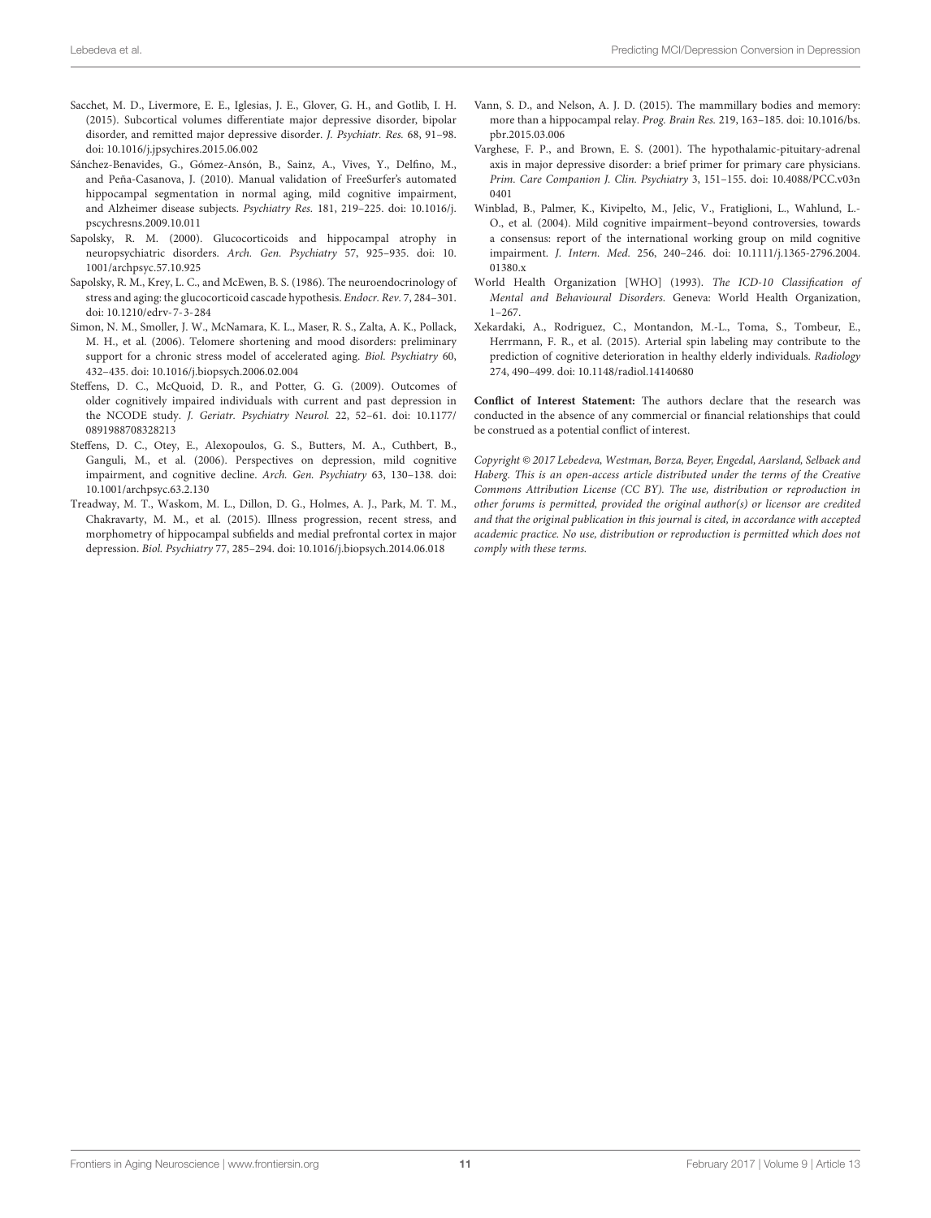Sacchet, M. D., Livermore, E. E., Iglesias, J. E., Glover, G. H., and Gotlib, I. H. (2015). Subcortical volumes differentiate major depressive disorder, bipolar disorder, and remitted major depressive disorder. *J. Psychiatr. Res.* 68, 91–98. doi: 10.1016/j.jpsychires.2015.06.002

Sánchez-Benavides, G., Gómez-Ansón, B., Sainz, A., Vives, Y., Delfino, M., and Peña-Casanova, J. (2010). Manual validation of FreeSurfer's automated hippocampal segmentation in normal aging, mild cognitive impairment, and Alzheimer disease subjects. *Psychiatry Res.* 181, 219–225. doi: 10.1016/j.pscychresns.2009.10.011

Sapolsky, R. M. (2000). Glucocorticoids and hippocampal atrophy in neuropsychiatric disorders. *Arch. Gen. Psychiatry* 57, 925–935. doi: 10.1001/archpsyc.57.10.925

Sapolsky, R. M., Krey, L. C., and McEwen, B. S. (1986). The neuroendocrinology of stress and aging: the glucocorticoid cascade hypothesis. *Endocr. Rev.* 7, 284–301. doi: 10.1210/edrv-7-3-284

Simon, N. M., Smoller, J. W., McNamara, K. L., Maser, R. S., Zalta, A. K., Pollack, M. H., et al. (2006). Telomere shortening and mood disorders: preliminary support for a chronic stress model of accelerated aging. *Biol. Psychiatry* 60, 432–435. doi: 10.1016/j.biopsych.2006.02.004

Steffens, D. C., McQuoid, D. R., and Potter, G. G. (2009). Outcomes of older cognitively impaired individuals with current and past depression in the NCODE study. *J. Geriatr. Psychiatry Neurol.* 22, 52–61. doi: 10.1177/0891988708328213

Steffens, D. C., Otey, E., Alexopoulos, G. S., Butters, M. A., Cuthbert, B., Ganguli, M., et al. (2006). Perspectives on depression, mild cognitive impairment, and cognitive decline. *Arch. Gen. Psychiatry* 63, 130–138. doi: 10.1001/archpsyc.63.2.130

Treadway, M. T., Waskom, M. L., Dillon, D. G., Holmes, A. J., Park, M. T. M., Chakravarty, M. M., et al. (2015). Illness progression, recent stress, and morphometry of hippocampal subfields and medial prefrontal cortex in major depression. *Biol. Psychiatry* 77, 285–294. doi: 10.1016/j.biopsych.2014.06.018

Vann, S. D., and Nelson, A. J. D. (2015). The mammillary bodies and memory: more than a hippocampal relay. *Prog. Brain Res.* 219, 163–185. doi: 10.1016/bs.pbr.2015.03.006

Varghese, F. P., and Brown, E. S. (2001). The hypothalamic-pituitary-adrenal axis in major depressive disorder: a brief primer for primary care physicians. *Prim. Care Companion J. Clin. Psychiatry* 3, 151–155. doi: 10.4088/PCC.v03n0401

Winblad, B., Palmer, K., Kivipelto, M., Jelic, V., Fratiglioni, L., Wahlund, L.-O., et al. (2004). Mild cognitive impairment–beyond controversies, towards a consensus: report of the international working group on mild cognitive impairment. *J. Intern. Med.* 256, 240–246. doi: 10.1111/j.1365-2796.2004.01380.x

World Health Organization [WHO] (1993). *The ICD-10 Classification of Mental and Behavioural Disorders*. Geneva: World Health Organization, 1–267.

Xekardaki, A., Rodriguez, C., Montandon, M.-L., Toma, S., Tombeur, E., Herrmann, F. R., et al. (2015). Arterial spin labeling may contribute to the prediction of cognitive deterioration in healthy elderly individuals. *Radiology* 274, 490–499. doi: 10.1148/radiol.14140680

**Conflict of Interest Statement:** The authors declare that the research was conducted in the absence of any commercial or financial relationships that could be construed as a potential conflict of interest.

*Copyright © 2017 Lebedeva, Westman, Borza, Beyer, Engedal, Aarsland, Selbaek and Haberg. This is an open-access article distributed under the terms of the Creative Commons Attribution License (CC BY). The use, distribution or reproduction in other forums is permitted, provided the original author(s) or licensor are credited and that the original publication in this journal is cited, in accordance with accepted academic practice. No use, distribution or reproduction is permitted which does not comply with these terms.*